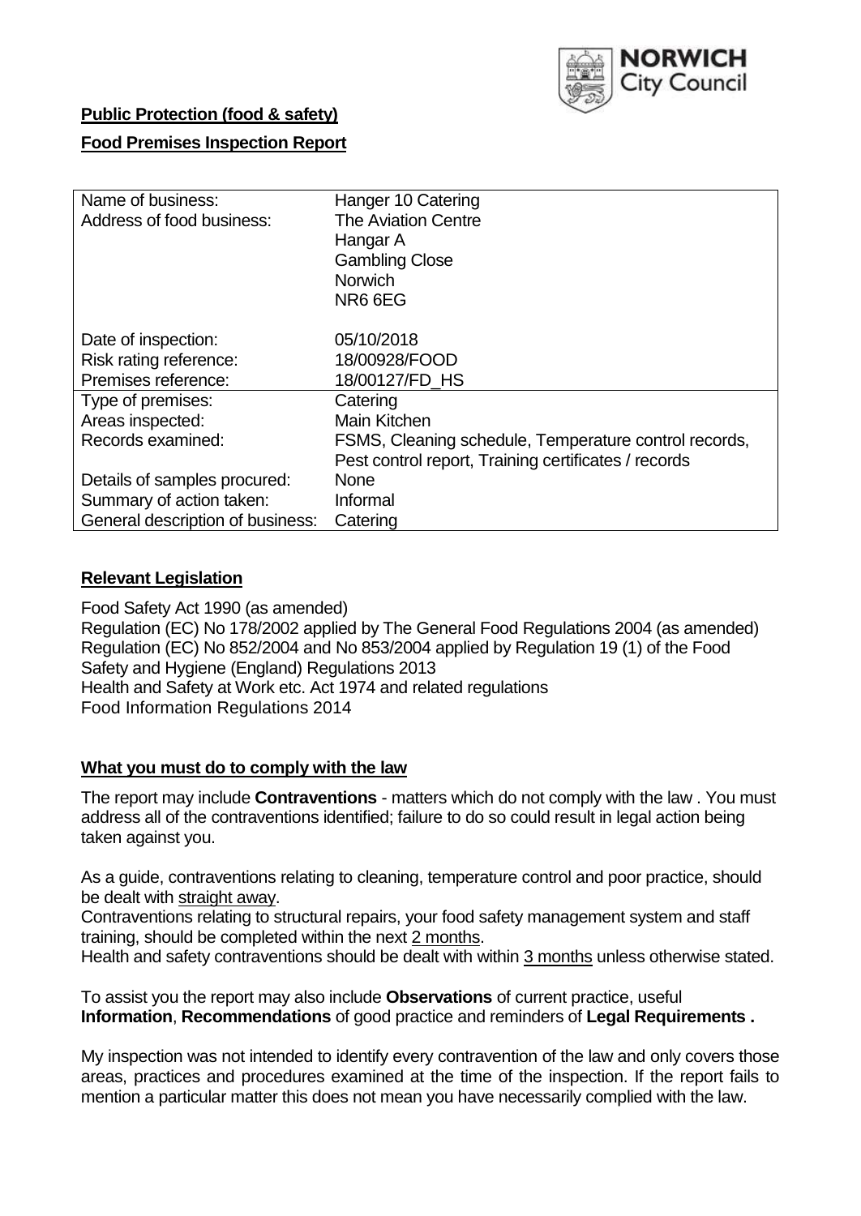NORWICH City Council

**Public Protection (food & safety)**

**Food Premises Inspection Report**

| | |
|---|---|
| Name of business: | Hanger 10 Catering |
| Address of food business: | The Aviation Centre<br>Hangar A<br>Gambling Close<br>Norwich<br>NR6 6EG |
| Date of inspection: | 05/10/2018 |
| Risk rating reference: | 18/00928/FOOD |
| Premises reference: | 18/00127/FD_HS |
| Type of premises: | Catering |
| Areas inspected: | Main Kitchen |
| Records examined: | FSMS, Cleaning schedule, Temperature control records, Pest control report, Training certificates / records |
| Details of samples procured: | None |
| Summary of action taken: | Informal |
| General description of business: | Catering |

**Relevant Legislation**

Food Safety Act 1990 (as amended)
Regulation (EC) No 178/2002 applied by The General Food Regulations 2004 (as amended)
Regulation (EC) No 852/2004 and No 853/2004 applied by Regulation 19 (1) of the Food Safety and Hygiene (England) Regulations 2013
Health and Safety at Work etc. Act 1974 and related regulations
Food Information Regulations 2014

**What you must do to comply with the law**

The report may include **Contraventions** - matters which do not comply with the law . You must address all of the contraventions identified; failure to do so could result in legal action being taken against you.

As a guide, contraventions relating to cleaning, temperature control and poor practice, should be dealt with straight away.
Contraventions relating to structural repairs, your food safety management system and staff training, should be completed within the next 2 months.
Health and safety contraventions should be dealt with within 3 months unless otherwise stated.

To assist you the report may also include **Observations** of current practice, useful **Information**, **Recommendations** of good practice and reminders of **Legal Requirements .**

My inspection was not intended to identify every contravention of the law and only covers those areas, practices and procedures examined at the time of the inspection. If the report fails to mention a particular matter this does not mean you have necessarily complied with the law.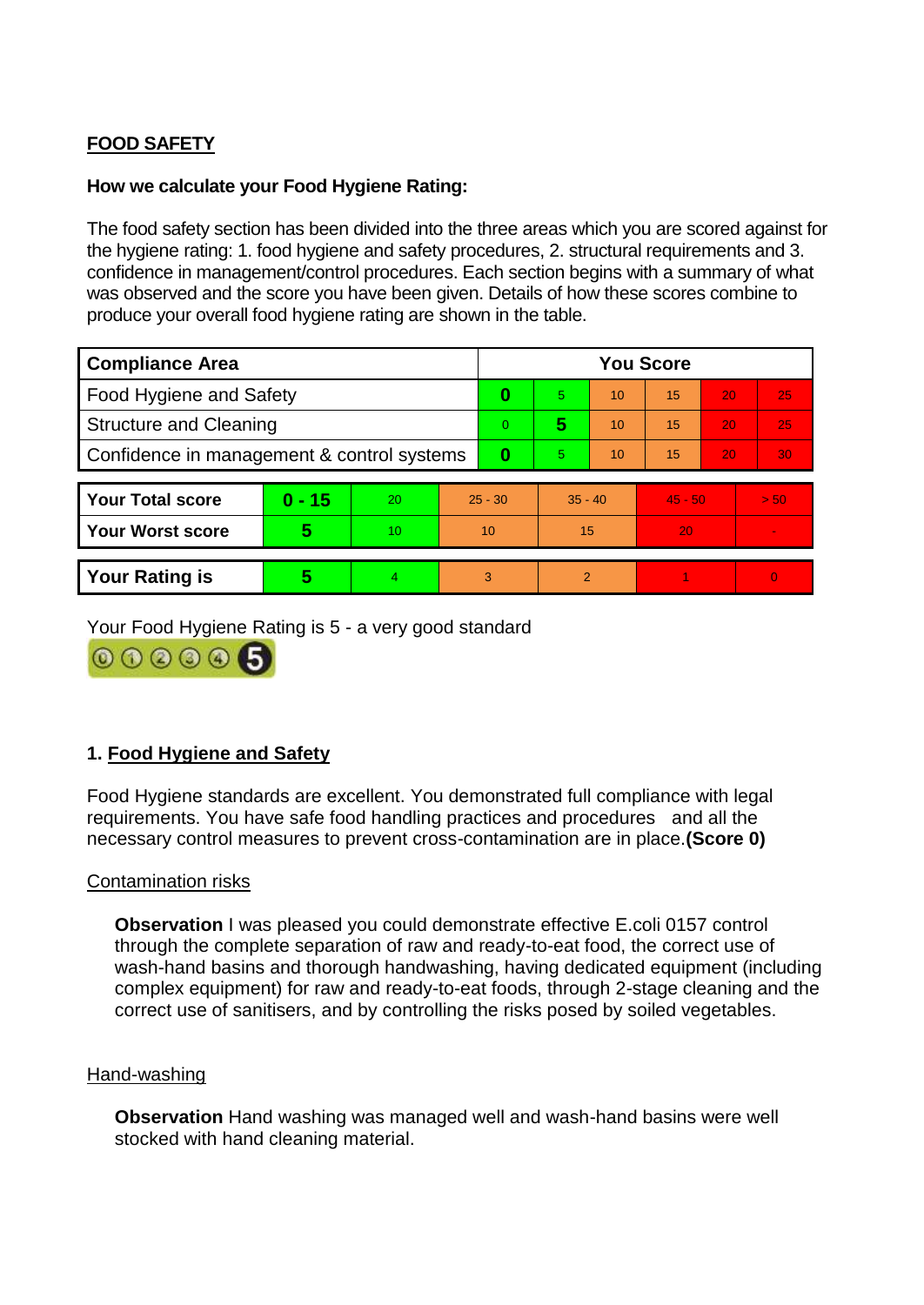## FOOD SAFETY

**How we calculate your Food Hygiene Rating:**

The food safety section has been divided into the three areas which you are scored against for the hygiene rating: 1. food hygiene and safety procedures, 2. structural requirements and 3. confidence in management/control procedures. Each section begins with a summary of what was observed and the score you have been given. Details of how these scores combine to produce your overall food hygiene rating are shown in the table.

| Compliance Area | You Score | | | | | |
|---|---|---|---|---|---|---|
| Food Hygiene and Safety | **0** | 5 | 10 | 15 | 20 | 25 |
| Structure and Cleaning | 0 | **5** | 10 | 15 | 20 | 25 |
| Confidence in management & control systems | **0** | 5 | 10 | 15 | 20 | 30 |

| | | | | | | |
|---|---|---|---|---|---|---|
| **Your Total score** | **0 - 15** | 20 | 25 - 30 | 35 - 40 | 45 - 50 | > 50 |
| **Your Worst score** | **5** | 10 | 10 | 15 | 20 | - |

| | | | | | | |
|---|---|---|---|---|---|---|
| **Your Rating is** | **5** | 4 | 3 | 2 | 1 | 0 |

Your Food Hygiene Rating is 5 - a very good standard

### 1. Food Hygiene and Safety

Food Hygiene standards are excellent. You demonstrated full compliance with legal requirements. You have safe food handling practices and procedures and all the necessary control measures to prevent cross-contamination are in place. **(Score 0)**

Contamination risks

**Observation** I was pleased you could demonstrate effective E.coli 0157 control through the complete separation of raw and ready-to-eat food, the correct use of wash-hand basins and thorough handwashing, having dedicated equipment (including complex equipment) for raw and ready-to-eat foods, through 2-stage cleaning and the correct use of sanitisers, and by controlling the risks posed by soiled vegetables.

Hand-washing

**Observation** Hand washing was managed well and wash-hand basins were well stocked with hand cleaning material.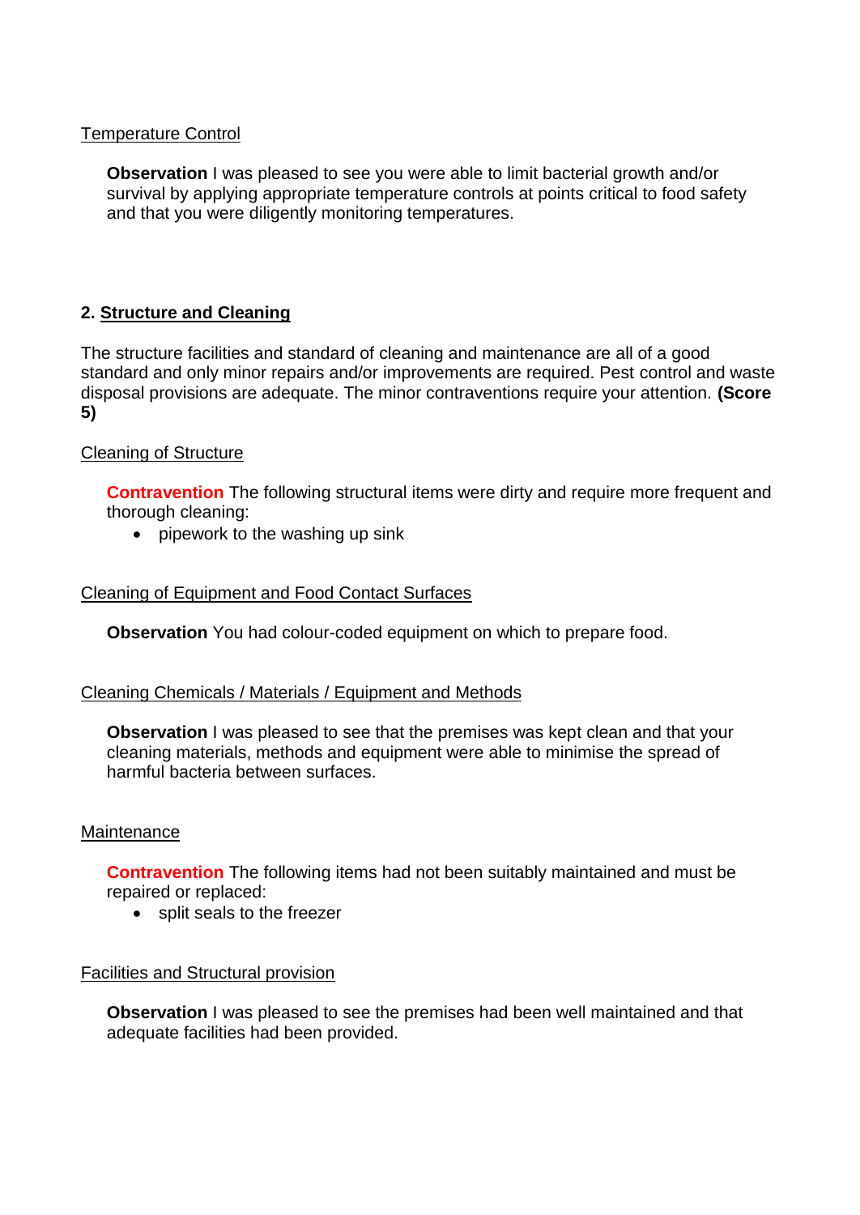Temperature Control

**Observation** I was pleased to see you were able to limit bacterial growth and/or survival by applying appropriate temperature controls at points critical to food safety and that you were diligently monitoring temperatures.

## 2. Structure and Cleaning

The structure facilities and standard of cleaning and maintenance are all of a good standard and only minor repairs and/or improvements are required. Pest control and waste disposal provisions are adequate. The minor contraventions require your attention. **(Score 5)**

Cleaning of Structure

**Contravention** The following structural items were dirty and require more frequent and thorough cleaning:

- pipework to the washing up sink

Cleaning of Equipment and Food Contact Surfaces

**Observation** You had colour-coded equipment on which to prepare food.

Cleaning Chemicals / Materials / Equipment and Methods

**Observation** I was pleased to see that the premises was kept clean and that your cleaning materials, methods and equipment were able to minimise the spread of harmful bacteria between surfaces.

Maintenance

**Contravention** The following items had not been suitably maintained and must be repaired or replaced:

- split seals to the freezer

Facilities and Structural provision

**Observation** I was pleased to see the premises had been well maintained and that adequate facilities had been provided.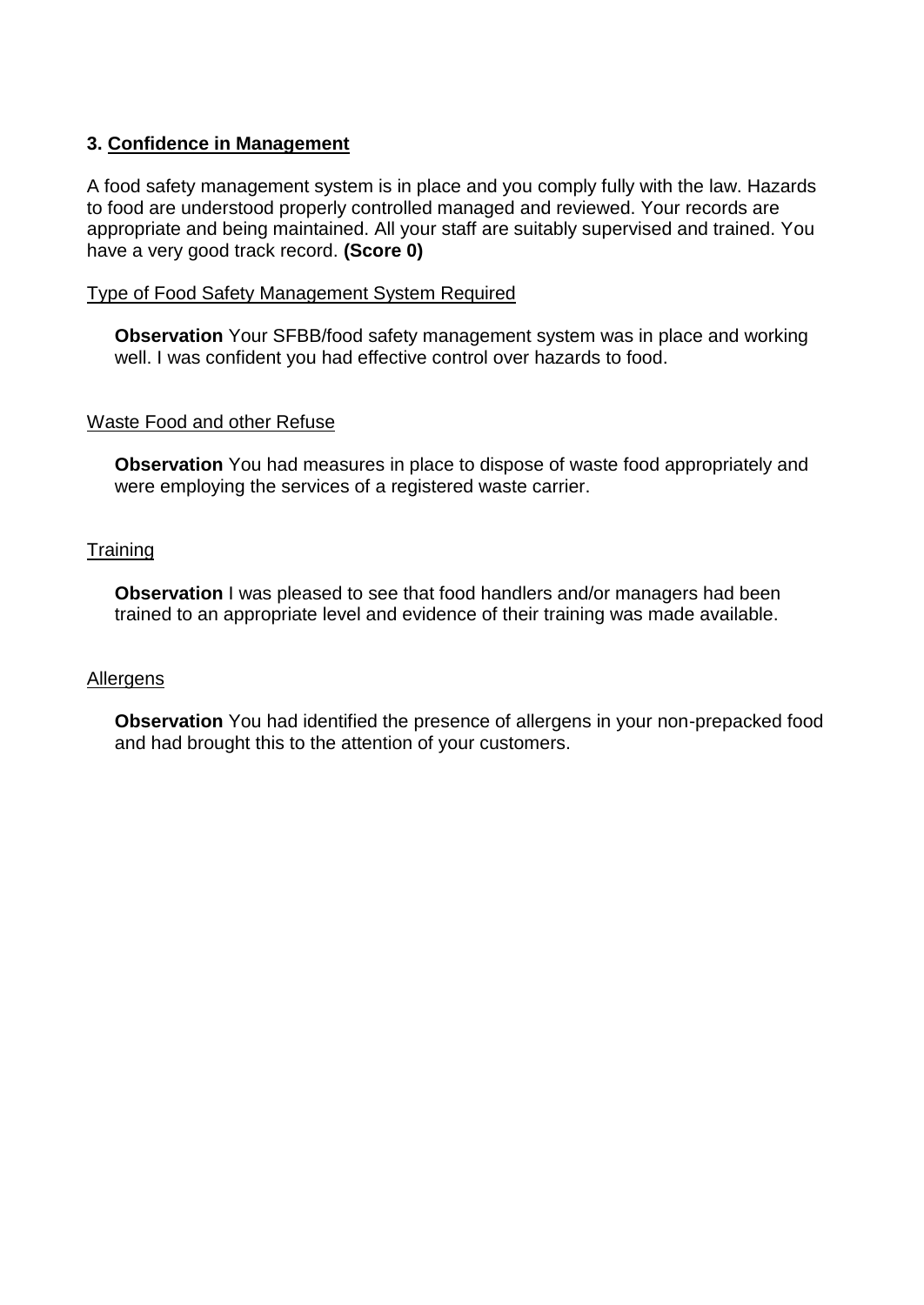### 3. Confidence in Management

A food safety management system is in place and you comply fully with the law. Hazards to food are understood properly controlled managed and reviewed. Your records are appropriate and being maintained. All your staff are suitably supervised and trained. You have a very good track record. **(Score 0)**

Type of Food Safety Management System Required

**Observation** Your SFBB/food safety management system was in place and working well. I was confident you had effective control over hazards to food.

Waste Food and other Refuse

**Observation** You had measures in place to dispose of waste food appropriately and were employing the services of a registered waste carrier.

Training

**Observation** I was pleased to see that food handlers and/or managers had been trained to an appropriate level and evidence of their training was made available.

Allergens

**Observation** You had identified the presence of allergens in your non-prepacked food and had brought this to the attention of your customers.